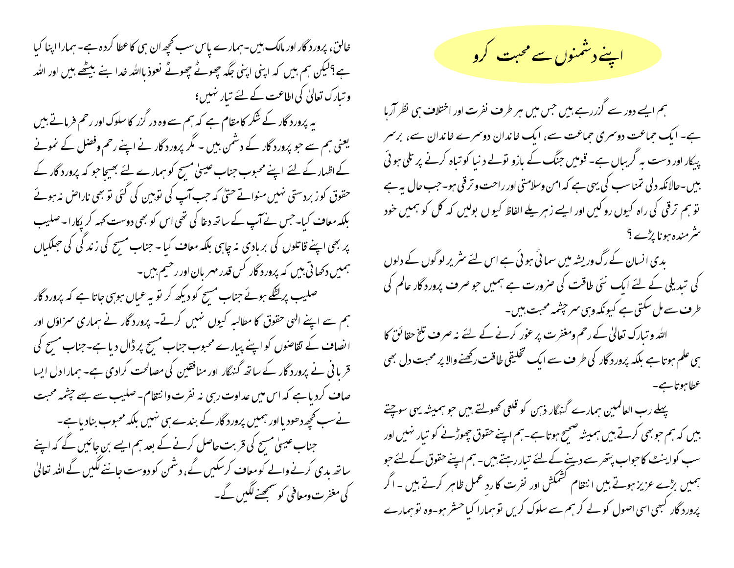# اپنے دشمنوں سے محبت کرو

ہم ایسے دور سے گزررہے ہیں جس میں ہر طرف نفرت اور اختلاف ہی نظر آرہا ہے۔ ایک جماعت دوسری جماعت سے، ایک خاندان دوسرے خاندان سے، برسر پیکار اور دست بہ گریباں ہے۔ قومیں جنگ کے بازو تولے دنیا کو تباہ کرنے پر تلی ہوئی ہیں۔حالانکہ دلی تمناسب کی یہی ہے کہ امن وسلامتی اور راحت و ترقی ہو۔جب حال یہ ہے تو ہم ترقی کی راہ کیوں روکیں اور ایسے زہریلے الفاظ کیوں بولیں کہ کل کو ہمیں خود شرمندہ ہونا پڑے ؟

بدی انسان کے رگ وریشہ میں سمائی ہوئی ہے اس لئے شریر لوگوں کے دلوں کی تبدیلی کے لئے ایک نئی طاقت کی ضرورت ہے ہمیں جو صرف پروردگار عالم کی طرف سے مل سکتی ہے کیونکہ وہی سرچشمہ محبت ہیں۔

اللہ و تبارک تعالیٰ کے رحم ومغفرت پر غور کرنے کے لئے نہ صرف تلخ حقائق کا ہی علم ہوتا ہے بلکہ پروردگار کی طرف سے ایک تخلیقی طاقت رکھنے والا پر محبت دل بھی عطا ہوتا ہے۔

پہلے رب العالمین ہمارے گنہگار ذہن کو قلعی کھولتے ہیں جو ہمیشہ یہی سوچتے ہیں کہ ہم جو بھی کرتے ہیں ہمیشہ صحیح ہوتا ہے۔ہم اپنے حقوق چھوڑنے کو تیار نہیں اور سب کو اینٹ کا جواب پتھر سے دینے کے لئے تیار رہتے ہیں۔ ہم اپنے حقوق کے لئے جو ہمیں بڑے عزیز ہوتے ہیں انتقام کشمکش اور نفرت کا رد عمل ظاہر کرتے ہیں ۔ اگر پروردگار کبھی اسی اصول کو لے کر ہم سے سلوک کریں تو ہمارا کیا حشر ہو۔وہ تو ہمارے خالق، پروردگار اور مالک ہیں۔ہمارے پاس سب کچھ ان ہی کا عطا کردہ ہے۔ ہمارا اپنا کیا ہے؟لیکن ہم ہیں کہ اپنی اپنی جگہ چھوٹے چھوٹے نعوذباللہ خدا بنے بیٹھے ہیں اور اللہ و تبارک تعالیٰ کی اطاعت کے لئے تیار نہیں؛

یہ پروردگار کے شکر کا مقام ہے کہ ہم سے وہ در گزر کا سلوک اور رحم فرماتے ہیں یعنی ہم سے جو پروردگار کے دشمن ہیں ۔ مگر پروردگار نے اپنے رحم وفضل کے نمونے کے اظہار کے لئے اپنے محبوب جناب عیسیٰ مسیح کو ہمارے لئے بھیجا جو کہ پروردگار کے حقوق کو زبردستی نہیں منواتے حتیٰ کہ جب آپ کی توہین کی گئی تو بھی ناراض نہ ہوئے بلکہ معاف کیا۔ جس نے آپ کے ساتھ دغا کی تھی اس کو بھی دوست کہہ کر پکارا ۔ صلیب پر بھی اپنے قاتلوں کی بربادی نہ چاہی بلکہ معاف کیا ۔ جناب مسیح کی زندگی کی جھلکیاں ہمیں دکھاتی ہیں کہ پروردگار کس قدر مہربان اور رحیم ہیں۔

صلیب پر لٹکے ہوئے جناب مسیح کو دیکھ کر تو یہ عیاں ہو ہی جاتا ہے کہ پروردگار ہم سے اپنے الٰہی حقوق کا مطالبہ کیوں نہیں کرتے۔ پروردگار نے ہماری سزاؤں اور انصاف کے تقاضوں کو اپنے پیارے محبوب جناب مسیح پر ڈال دیا ہے۔جناب مسیح کی قربانی نے پروردگار کے ساتھ گنہگار اور منافقین کی مصالحت کرادی ہے۔ ہمارا دل ایسا صاف کردیا ہے کہ اس میں عداوت رہی نہ نفرت وانتقام۔ صلیب سے بہے چشمہ محبت نے سب کچھ دھودیا اور ہمیں پروردگار کے بندے ہی نہیں بلکہ محبوب بنادیا ہے۔

جناب عیسیٰ مسیح کی قربت حاصل کرنے کے بعد ہم ایسے بن جائیں گے کہ اپنے ساتھ بدی کرنے والے کو معاف کرسکیں گے، دشمن کو دوست جاننے لگیں گے اللہ تعالیٰ کی مغفرت ومعافی کو سمجھنے لگیں گے۔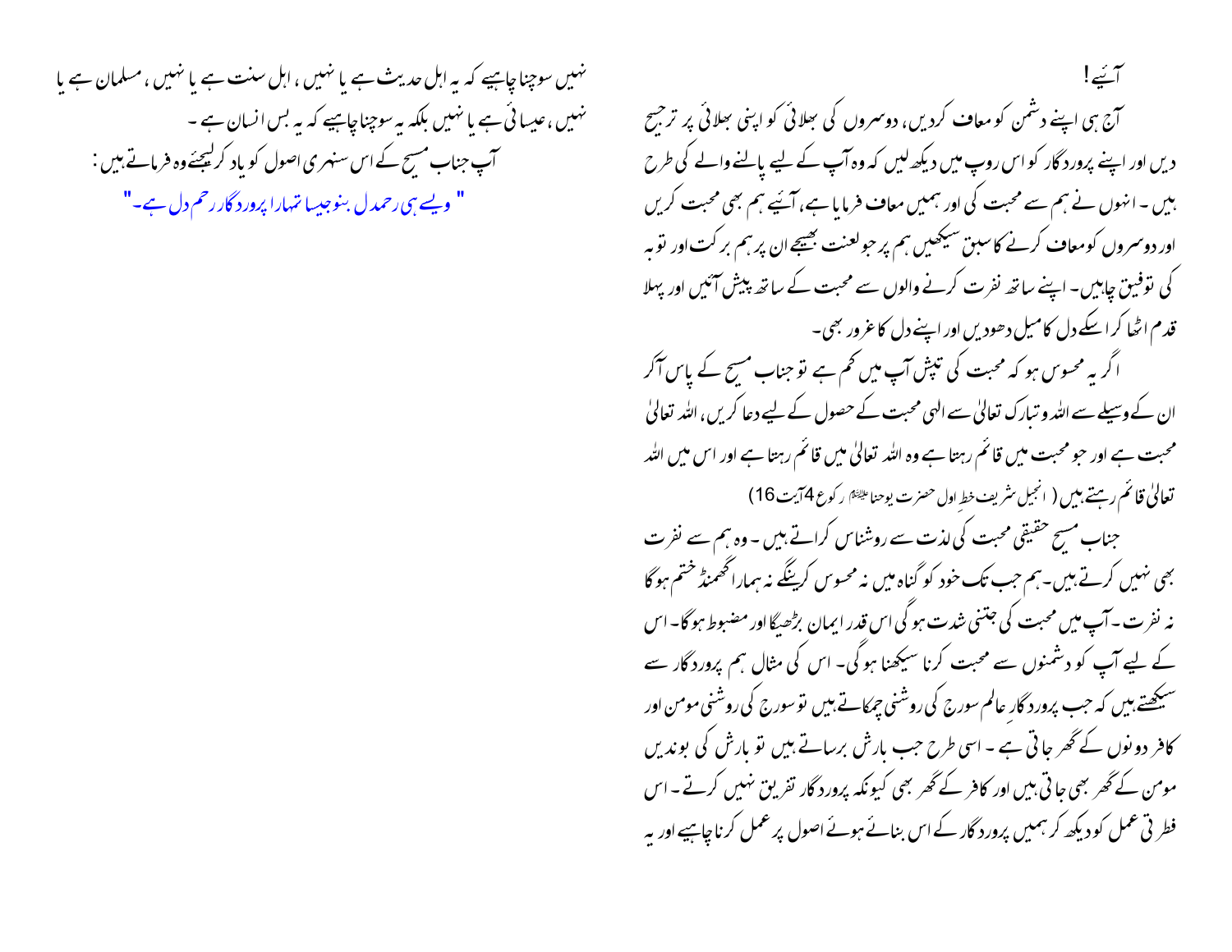آیئے!

آج ہی اپنے دشمن کو معاف کردیں، دوسروں کی بھلائی کو اپنی بھلائی پر ترجیح دیں اور اپنے پروردگار کو اس روپ میں دیکھ لیں کہ وہ آپ کے لیے پالنے والے کی طرح ہیں ۔ انہوں نے ہم سے محبت کی اور ہمیں معاف فرمایا ہے، آیئے ہم بھی محبت کریں اور دوسروں کو معاف کرنے کا سبق سیکھیں ہم پر جو لعنت بھیجے ان پر ہم برکت اور توبہ کی توفیق چاہیں۔ اپنے ساتھ نفرت کرنے والوں سے محبت کے ساتھ پیش آئیں اور پہلا قدم اٹھا کر اسکے دل کا میل دھودیں اور اپنے دل کا غرور بھی۔

اگر یہ محسوس ہو کہ محبت کی تپش آپ میں کم ہے تو جناب مسیح کے پاس آکر ان کے وسیلے سے اللہ وتبارک تعالیٰ سے الہیٰ محبت کے حصول کے لیے دعا کریں، اللہ تعالیٰ محبت ہے اور جو محبت میں قائم رہتا ہے وہ اللہ تعالیٰ میں قائم رہتا ہے اور اس میں اللہ تعالیٰ قائم رہتے ہیں (انجیل شریف خطِ اول حضرت یوحنا علیہ السلام رکوع 4 آیت 16)

جناب مسیح حقیقی محبت کی لذت سے روشناس کراتے ہیں ۔ وہ ہم سے نفرت بھی نہیں کرتے ہیں۔ ہم جب تک خود کو گناہ میں نہ محسوس کرینگے نہ ہمارا گھمنڈ ختم ہوگا نہ نفرت ۔ آپ میں محبت کی جتنی شدت ہو گی اس قدر ایمان بڑھیگا اور مضبوط ہوگا۔ اس کے لیے آپ کو دشمنوں سے محبت کرنا سیکھنا ہو گی۔ اس کی مثال ہم پروردگار سے سیکھتے ہیں کہ جب پروردگارِ عالم سورج کی روشنی چمکاتے ہیں تو سورج کی روشنی مومن اور کافر دونوں کے گھر جاتی ہے ۔ اسی طرح جب بارش برساتے ہیں تو بارش کی بوندیں مومن کے گھر بھی جاتی ہیں اور کافر کے گھر بھی کیونکہ پروردگار تفریق نہیں کرتے ۔ اس فطرتی عمل کو دیکھ کر ہمیں پروردگار کے اس بنائے ہوئے اصول پر عمل کرنا چاہیے اور یہ نہیں سوچنا چاہیے کہ یہ اہل حدیث ہے یا نہیں ، اہل سنت ہے یا نہیں ، مسلمان ہے یا نہیں ، عیسائی ہے یا نہیں بلکہ یہ سوچنا چاہیے کہ یہ بس انسان ہے ۔

آپ جناب مسیح کے اس سنہری اصول کو یاد کرلیجئے وہ فرماتے ہیں :

"ویسے ہی رحمدل بنو جیسا تمہارا پروردگار رحم دل ہے۔"